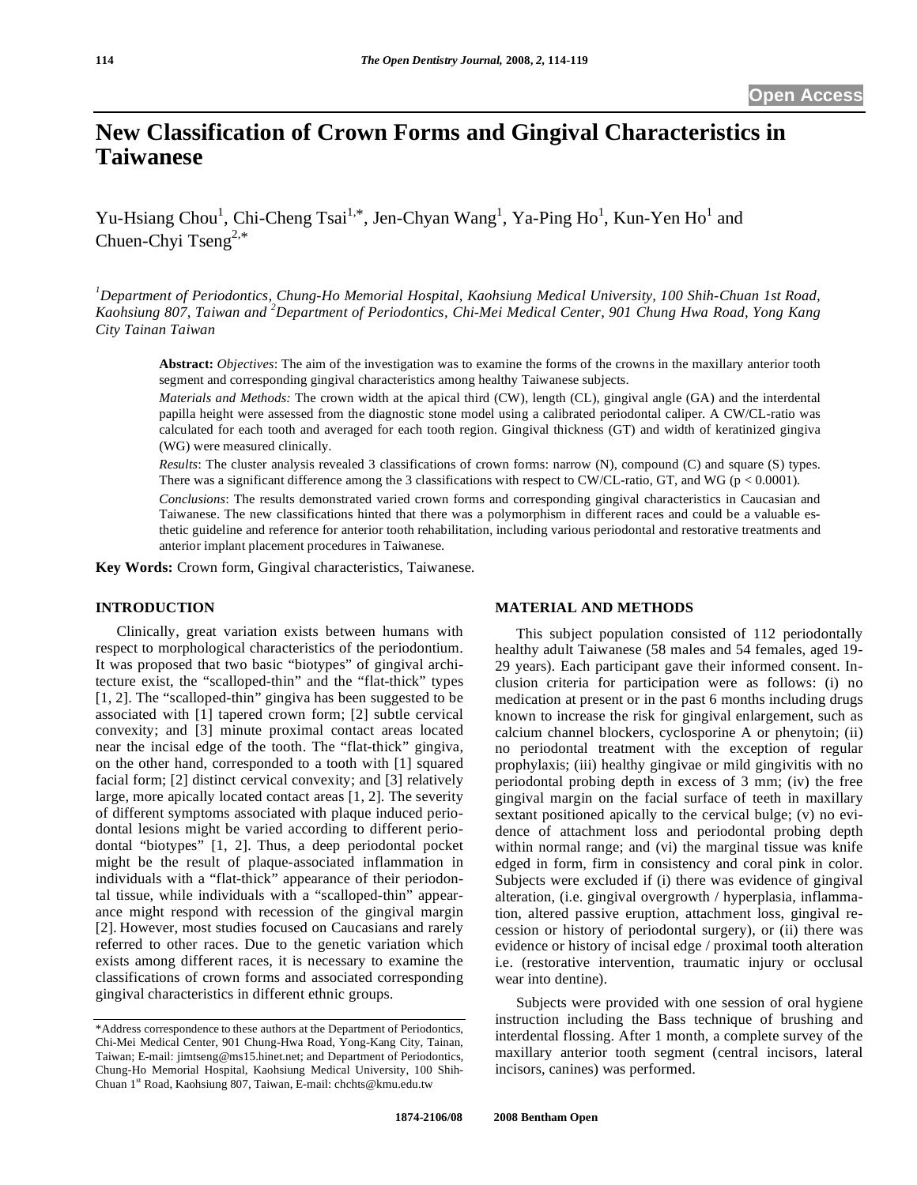# New Classification of Crown Forms and Gingival Characteristics in Taiwanese

Yu-Hsiang Chou[1], Chi-Cheng Tsai[1,*], Jen-Chyan Wang[1], Ya-Ping Ho[1], Kun-Yen Ho[1] and Chuen-Chyi Tseng[2,*]

*[1]Department of Periodontics, Chung-Ho Memorial Hospital, Kaohsiung Medical University, 100 Shih-Chuan 1st Road, Kaohsiung 807, Taiwan and [2]Department of Periodontics, Chi-Mei Medical Center, 901 Chung Hwa Road, Yong Kang City Tainan Taiwan*

**Abstract:** *Objectives*: The aim of the investigation was to examine the forms of the crowns in the maxillary anterior tooth segment and corresponding gingival characteristics among healthy Taiwanese subjects.

*Materials and Methods:* The crown width at the apical third (CW), length (CL), gingival angle (GA) and the interdental papilla height were assessed from the diagnostic stone model using a calibrated periodontal caliper. A CW/CL-ratio was calculated for each tooth and averaged for each tooth region. Gingival thickness (GT) and width of keratinized gingiva (WG) were measured clinically.

*Results*: The cluster analysis revealed 3 classifications of crown forms: narrow (N), compound (C) and square (S) types. There was a significant difference among the 3 classifications with respect to CW/CL-ratio, GT, and WG ($p < 0.0001$).

*Conclusions*: The results demonstrated varied crown forms and corresponding gingival characteristics in Caucasian and Taiwanese. The new classifications hinted that there was a polymorphism in different races and could be a valuable esthetic guideline and reference for anterior tooth rehabilitation, including various periodontal and restorative treatments and anterior implant placement procedures in Taiwanese.

**Key Words:** Crown form, Gingival characteristics, Taiwanese.

## INTRODUCTION

Clinically, great variation exists between humans with respect to morphological characteristics of the periodontium. It was proposed that two basic "biotypes" of gingival architecture exist, the "scalloped-thin" and the "flat-thick" types [1, 2]. The "scalloped-thin" gingiva has been suggested to be associated with [1] tapered crown form; [2] subtle cervical convexity; and [3] minute proximal contact areas located near the incisal edge of the tooth. The "flat-thick" gingiva, on the other hand, corresponded to a tooth with [1] squared facial form; [2] distinct cervical convexity; and [3] relatively large, more apically located contact areas [1, 2]. The severity of different symptoms associated with plaque induced periodontal lesions might be varied according to different periodontal "biotypes" [1, 2]. Thus, a deep periodontal pocket might be the result of plaque-associated inflammation in individuals with a "flat-thick" appearance of their periodontal tissue, while individuals with a "scalloped-thin" appearance might respond with recession of the gingival margin [2]. However, most studies focused on Caucasians and rarely referred to other races. Due to the genetic variation which exists among different races, it is necessary to examine the classifications of crown forms and associated corresponding gingival characteristics in different ethnic groups.

*Address correspondence to these authors at the Department of Periodontics, Chi-Mei Medical Center, 901 Chung-Hwa Road, Yong-Kang City, Tainan, Taiwan; E-mail: jimtseng@ms15.hinet.net; and Department of Periodontics, Chung-Ho Memorial Hospital, Kaohsiung Medical University, 100 Shih-Chuan 1st Road, Kaohsiung 807, Taiwan, E-mail: chchts@kmu.edu.tw

## MATERIAL AND METHODS

This subject population consisted of 112 periodontally healthy adult Taiwanese (58 males and 54 females, aged 19-29 years). Each participant gave their informed consent. Inclusion criteria for participation were as follows: (i) no medication at present or in the past 6 months including drugs known to increase the risk for gingival enlargement, such as calcium channel blockers, cyclosporine A or phenytoin; (ii) no periodontal treatment with the exception of regular prophylaxis; (iii) healthy gingivae or mild gingivitis with no periodontal probing depth in excess of 3 mm; (iv) the free gingival margin on the facial surface of teeth in maxillary sextant positioned apically to the cervical bulge; (v) no evidence of attachment loss and periodontal probing depth within normal range; and (vi) the marginal tissue was knife edged in form, firm in consistency and coral pink in color. Subjects were excluded if (i) there was evidence of gingival alteration, (i.e. gingival overgrowth / hyperplasia, inflammation, altered passive eruption, attachment loss, gingival recession or history of periodontal surgery), or (ii) there was evidence or history of incisal edge / proximal tooth alteration i.e. (restorative intervention, traumatic injury or occlusal wear into dentine).

Subjects were provided with one session of oral hygiene instruction including the Bass technique of brushing and interdental flossing. After 1 month, a complete survey of the maxillary anterior tooth segment (central incisors, lateral incisors, canines) was performed.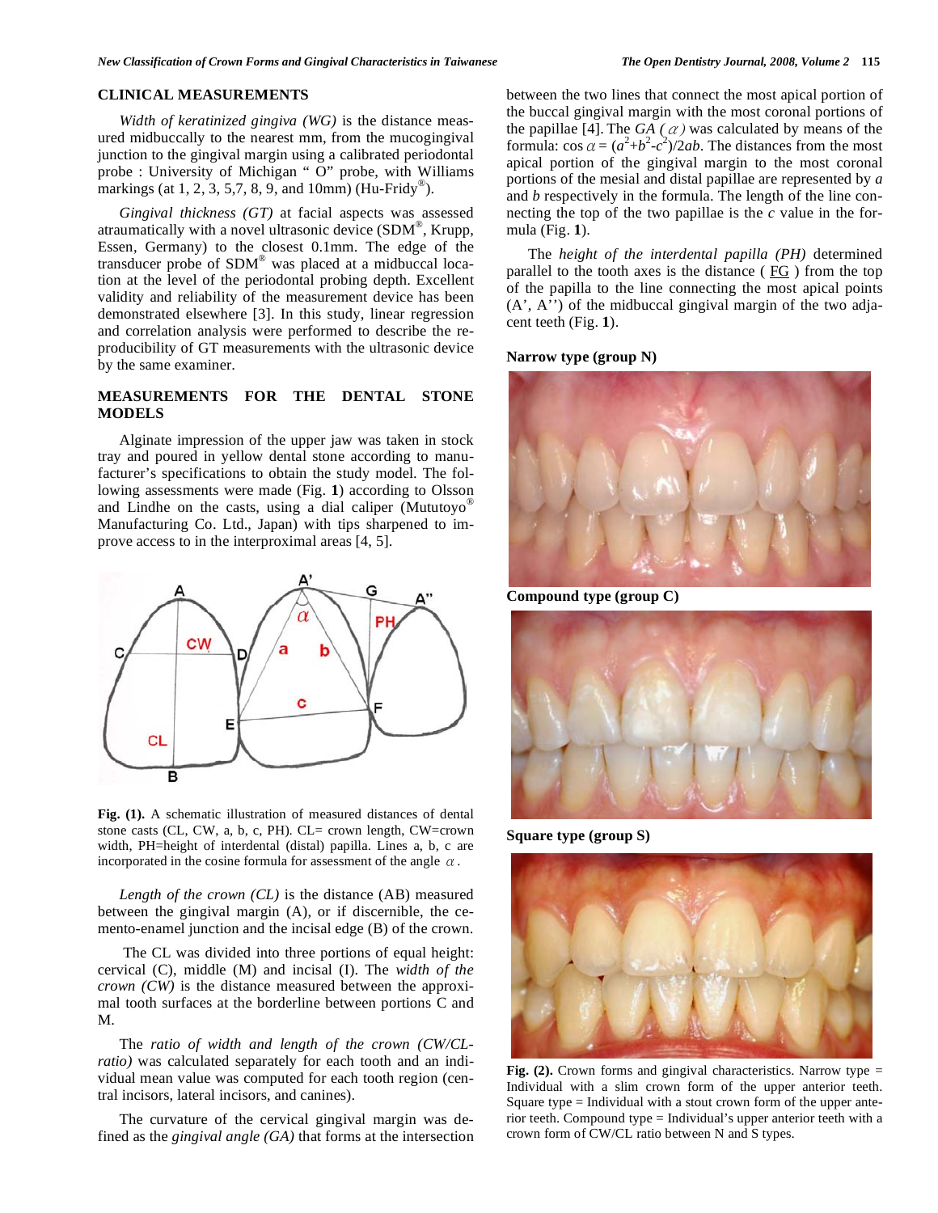## CLINICAL MEASUREMENTS

*Width of keratinized gingiva (WG)* is the distance measured midbuccally to the nearest mm, from the mucogingival junction to the gingival margin using a calibrated periodontal probe : University of Michigan " O" probe, with Williams markings (at 1, 2, 3, 5,7, 8, 9, and 10mm) (Hu-Fridy®).

*Gingival thickness (GT)* at facial aspects was assessed atraumatically with a novel ultrasonic device (SDM®, Krupp, Essen, Germany) to the closest 0.1mm. The edge of the transducer probe of SDM® was placed at a midbuccal location at the level of the periodontal probing depth. Excellent validity and reliability of the measurement device has been demonstrated elsewhere [3]. In this study, linear regression and correlation analysis were performed to describe the reproducibility of GT measurements with the ultrasonic device by the same examiner.

## MEASUREMENTS FOR THE DENTAL STONE MODELS

Alginate impression of the upper jaw was taken in stock tray and poured in yellow dental stone according to manufacturer's specifications to obtain the study model. The following assessments were made (Fig. **1**) according to Olsson and Lindhe on the casts, using a dial caliper (Mututoyo® Manufacturing Co. Ltd., Japan) with tips sharpened to improve access to in the interproximal areas [4, 5].

A
A'
G
A"
α
PH
CW
C
D
a
b
c
E
F
CL
B

**Fig. (1).** A schematic illustration of measured distances of dental stone casts (CL, CW, a, b, c, PH). CL= crown length, CW=crown width, PH=height of interdental (distal) papilla. Lines a, b, c are incorporated in the cosine formula for assessment of the angle $\alpha$.

*Length of the crown (CL)* is the distance (AB) measured between the gingival margin (A), or if discernible, the cemento-enamel junction and the incisal edge (B) of the crown.

The CL was divided into three portions of equal height: cervical (C), middle (M) and incisal (I). The *width of the crown (CW)* is the distance measured between the approximal tooth surfaces at the borderline between portions C and M.

The *ratio of width and length of the crown (CW/CL-ratio)* was calculated separately for each tooth and an individual mean value was computed for each tooth region (central incisors, lateral incisors, and canines).

The curvature of the cervical gingival margin was defined as the *gingival angle (GA)* that forms at the intersection between the two lines that connect the most apical portion of the buccal gingival margin with the most coronal portions of the papillae [4]. The *GA* ($\alpha$) was calculated by means of the formula: $\cos \alpha = (a^2+b^2-c^2)/2ab$. The distances from the most apical portion of the gingival margin to the most coronal portions of the mesial and distal papillae are represented by *a* and *b* respectively in the formula. The length of the line connecting the top of the two papillae is the *c* value in the formula (Fig. **1**).

The *height of the interdental papilla (PH)* determined parallel to the tooth axes is the distance ( FG ) from the top of the papilla to the line connecting the most apical points (A', A'') of the midbuccal gingival margin of the two adjacent teeth (Fig. **1**).

**Narrow type (group N)**

**Compound type (group C)**

**Square type (group S)**

**Fig. (2).** Crown forms and gingival characteristics. Narrow type = Individual with a slim crown form of the upper anterior teeth. Square type = Individual with a stout crown form of the upper anterior teeth. Compound type = Individual's upper anterior teeth with a crown form of CW/CL ratio between N and S types.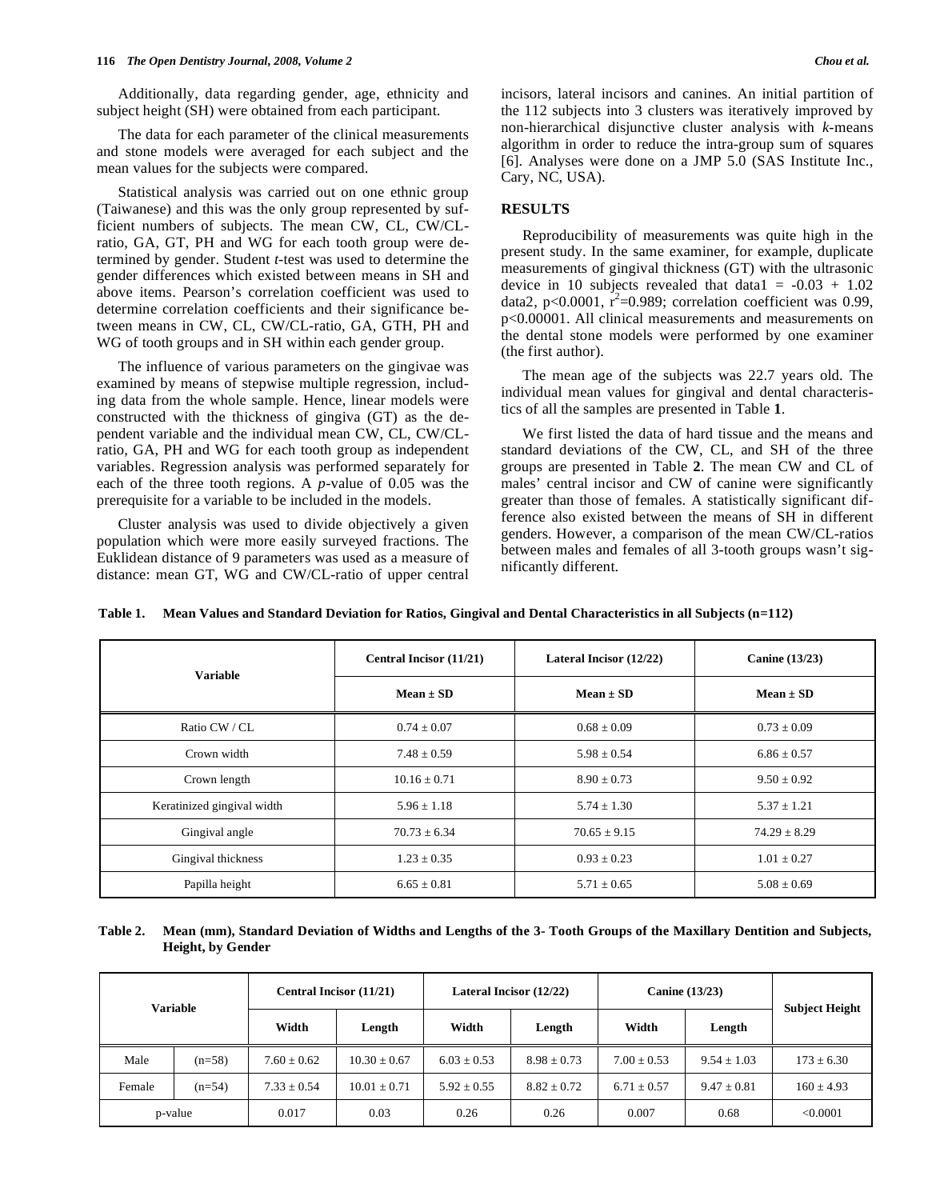Additionally, data regarding gender, age, ethnicity and subject height (SH) were obtained from each participant.

The data for each parameter of the clinical measurements and stone models were averaged for each subject and the mean values for the subjects were compared.

Statistical analysis was carried out on one ethnic group (Taiwanese) and this was the only group represented by sufficient numbers of subjects. The mean CW, CL, CW/CL-ratio, GA, GT, PH and WG for each tooth group were determined by gender. Student *t*-test was used to determine the gender differences which existed between means in SH and above items. Pearson's correlation coefficient was used to determine correlation coefficients and their significance between means in CW, CL, CW/CL-ratio, GA, GTH, PH and WG of tooth groups and in SH within each gender group.

The influence of various parameters on the gingivae was examined by means of stepwise multiple regression, including data from the whole sample. Hence, linear models were constructed with the thickness of gingiva (GT) as the dependent variable and the individual mean CW, CL, CW/CL-ratio, GA, PH and WG for each tooth group as independent variables. Regression analysis was performed separately for each of the three tooth regions. A *p*-value of 0.05 was the prerequisite for a variable to be included in the models.

Cluster analysis was used to divide objectively a given population which were more easily surveyed fractions. The Euklidean distance of 9 parameters was used as a measure of distance: mean GT, WG and CW/CL-ratio of upper central incisors, lateral incisors and canines. An initial partition of the 112 subjects into 3 clusters was iteratively improved by non-hierarchical disjunctive cluster analysis with *k*-means algorithm in order to reduce the intra-group sum of squares [6]. Analyses were done on a JMP 5.0 (SAS Institute Inc., Cary, NC, USA).

## RESULTS

Reproducibility of measurements was quite high in the present study. In the same examiner, for example, duplicate measurements of gingival thickness (GT) with the ultrasonic device in 10 subjects revealed that data1 = -0.03 + 1.02 data2, $p<0.0001$, $r^2=0.989$; correlation coefficient was 0.99, $p<0.00001$. All clinical measurements and measurements on the dental stone models were performed by one examiner (the first author).

The mean age of the subjects was 22.7 years old. The individual mean values for gingival and dental characteristics of all the samples are presented in Table **1**.

We first listed the data of hard tissue and the means and standard deviations of the CW, CL, and SH of the three groups are presented in Table **2**. The mean CW and CL of males' central incisor and CW of canine were significantly greater than those of females. A statistically significant difference also existed between the means of SH in different genders. However, a comparison of the mean CW/CL-ratios between males and females of all 3-tooth groups wasn't significantly different.

**Table 1. Mean Values and Standard Deviation for Ratios, Gingival and Dental Characteristics in all Subjects (n=112)**

| Variable | Central Incisor (11/21) | Lateral Incisor (12/22) | Canine (13/23) |
|---|---|---|---|
| | Mean ± SD | Mean ± SD | Mean ± SD |
| Ratio CW / CL | 0.74 ± 0.07 | 0.68 ± 0.09 | 0.73 ± 0.09 |
| Crown width | 7.48 ± 0.59 | 5.98 ± 0.54 | 6.86 ± 0.57 |
| Crown length | 10.16 ± 0.71 | 8.90 ± 0.73 | 9.50 ± 0.92 |
| Keratinized gingival width | 5.96 ± 1.18 | 5.74 ± 1.30 | 5.37 ± 1.21 |
| Gingival angle | 70.73 ± 6.34 | 70.65 ± 9.15 | 74.29 ± 8.29 |
| Gingival thickness | 1.23 ± 0.35 | 0.93 ± 0.23 | 1.01 ± 0.27 |
| Papilla height | 6.65 ± 0.81 | 5.71 ± 0.65 | 5.08 ± 0.69 |

**Table 2. Mean (mm), Standard Deviation of Widths and Lengths of the 3- Tooth Groups of the Maxillary Dentition and Subjects, Height, by Gender**

| Variable | | Central Incisor (11/21) | | Lateral Incisor (12/22) | | Canine (13/23) | | Subject Height |
|---|---|---|---|---|---|---|---|---|
| | | Width | Length | Width | Length | Width | Length | |
| Male | (n=58) | 7.60 ± 0.62 | 10.30 ± 0.67 | 6.03 ± 0.53 | 8.98 ± 0.73 | 7.00 ± 0.53 | 9.54 ± 1.03 | 173 ± 6.30 |
| Female | (n=54) | 7.33 ± 0.54 | 10.01 ± 0.71 | 5.92 ± 0.55 | 8.82 ± 0.72 | 6.71 ± 0.57 | 9.47 ± 0.81 | 160 ± 4.93 |
| p-value | | 0.017 | 0.03 | 0.26 | 0.26 | 0.007 | 0.68 | <0.0001 |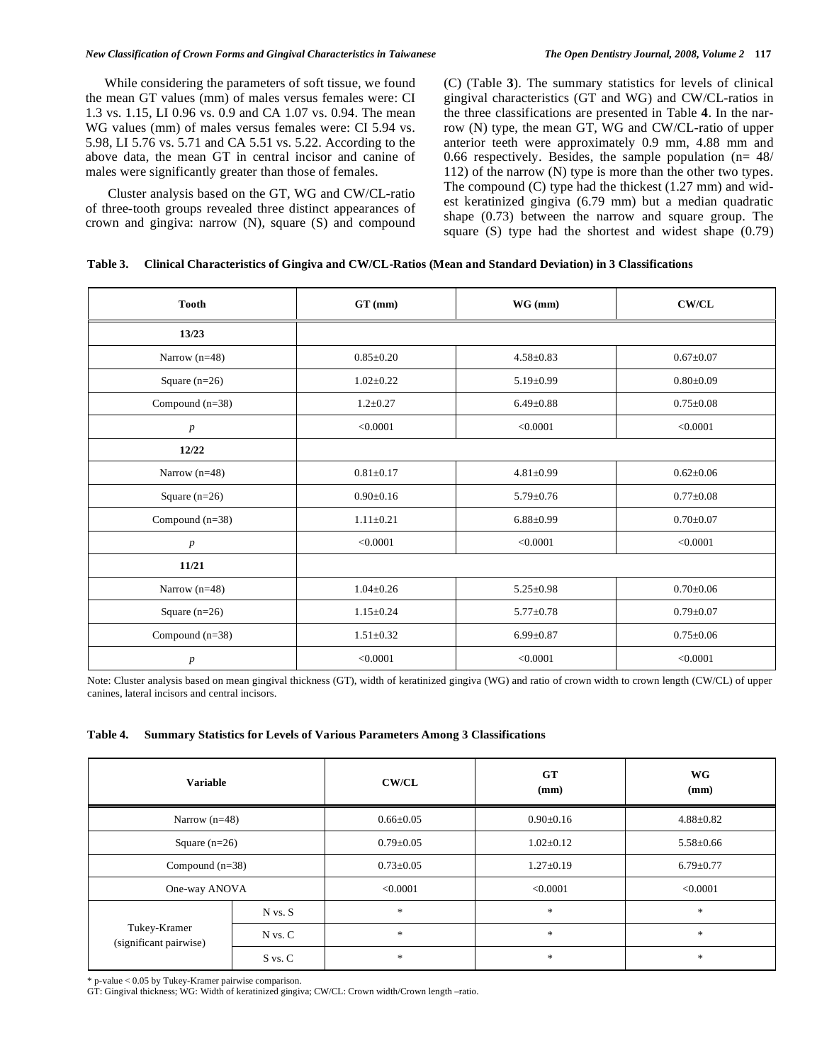While considering the parameters of soft tissue, we found the mean GT values (mm) of males versus females were: CI 1.3 vs. 1.15, LI 0.96 vs. 0.9 and CA 1.07 vs. 0.94. The mean WG values (mm) of males versus females were: CI 5.94 vs. 5.98, LI 5.76 vs. 5.71 and CA 5.51 vs. 5.22. According to the above data, the mean GT in central incisor and canine of males were significantly greater than those of females.

Cluster analysis based on the GT, WG and CW/CL-ratio of three-tooth groups revealed three distinct appearances of crown and gingiva: narrow (N), square (S) and compound (C) (Table **3**). The summary statistics for levels of clinical gingival characteristics (GT and WG) and CW/CL-ratios in the three classifications are presented in Table **4**. In the narrow (N) type, the mean GT, WG and CW/CL-ratio of upper anterior teeth were approximately 0.9 mm, 4.88 mm and 0.66 respectively. Besides, the sample population (n= 48/ 112) of the narrow (N) type is more than the other two types. The compound (C) type had the thickest (1.27 mm) and widest keratinized gingiva (6.79 mm) but a median quadratic shape (0.73) between the narrow and square group. The square (S) type had the shortest and widest shape (0.79)

**Table 3. Clinical Characteristics of Gingiva and CW/CL-Ratios (Mean and Standard Deviation) in 3 Classifications**

| Tooth | GT (mm) | WG (mm) | CW/CL |
|---|---|---|---|
| **13/23** | | | |
| Narrow (n=48) | 0.85±0.20 | 4.58±0.83 | 0.67±0.07 |
| Square (n=26) | 1.02±0.22 | 5.19±0.99 | 0.80±0.09 |
| Compound (n=38) | 1.2±0.27 | 6.49±0.88 | 0.75±0.08 |
| *p* | <0.0001 | <0.0001 | <0.0001 |
| **12/22** | | | |
| Narrow (n=48) | 0.81±0.17 | 4.81±0.99 | 0.62±0.06 |
| Square (n=26) | 0.90±0.16 | 5.79±0.76 | 0.77±0.08 |
| Compound (n=38) | 1.11±0.21 | 6.88±0.99 | 0.70±0.07 |
| *p* | <0.0001 | <0.0001 | <0.0001 |
| **11/21** | | | |
| Narrow (n=48) | 1.04±0.26 | 5.25±0.98 | 0.70±0.06 |
| Square (n=26) | 1.15±0.24 | 5.77±0.78 | 0.79±0.07 |
| Compound (n=38) | 1.51±0.32 | 6.99±0.87 | 0.75±0.06 |
| *p* | <0.0001 | <0.0001 | <0.0001 |

Note: Cluster analysis based on mean gingival thickness (GT), width of keratinized gingiva (WG) and ratio of crown width to crown length (CW/CL) of upper canines, lateral incisors and central incisors.

**Table 4. Summary Statistics for Levels of Various Parameters Among 3 Classifications**

| Variable | | CW/CL | GT (mm) | WG (mm) |
|---|---|---|---|---|
| Narrow (n=48) | | 0.66±0.05 | 0.90±0.16 | 4.88±0.82 |
| Square (n=26) | | 0.79±0.05 | 1.02±0.12 | 5.58±0.66 |
| Compound (n=38) | | 0.73±0.05 | 1.27±0.19 | 6.79±0.77 |
| One-way ANOVA | | <0.0001 | <0.0001 | <0.0001 |
| Tukey-Kramer (significant pairwise) | N vs. S | * | * | * |
| | N vs. C | * | * | * |
| | S vs. C | * | * | * |

* p-value < 0.05 by Tukey-Kramer pairwise comparison.
GT: Gingival thickness; WG: Width of keratinized gingiva; CW/CL: Crown width/Crown length –ratio.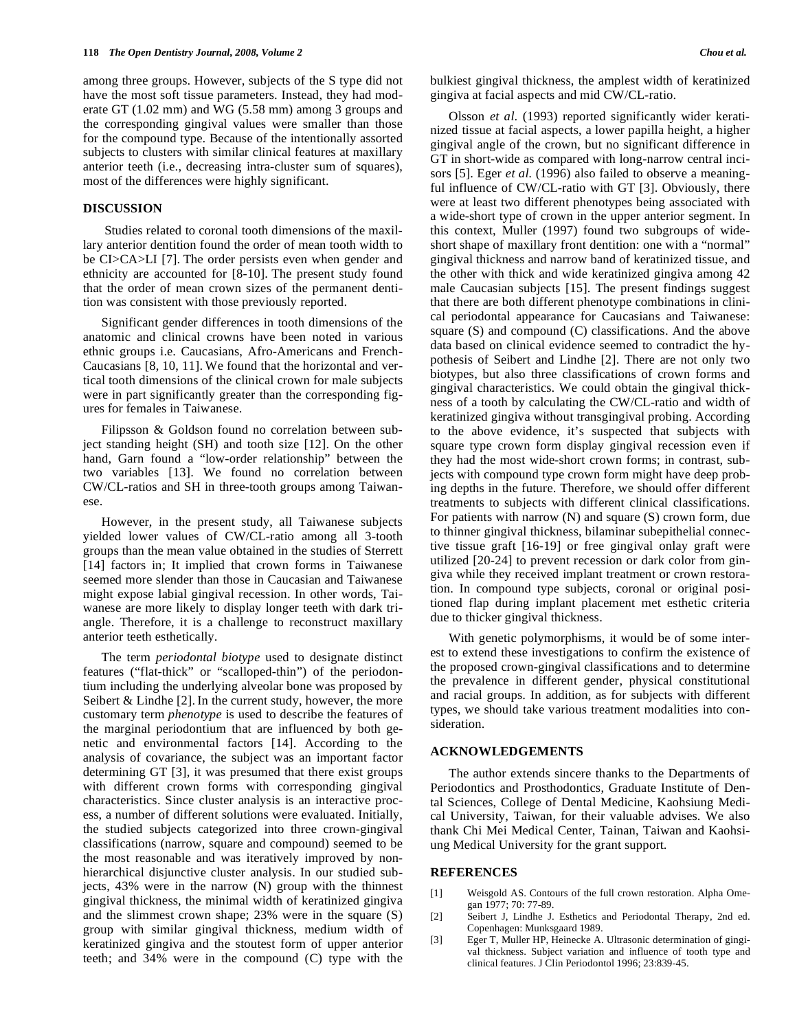among three groups. However, subjects of the S type did not have the most soft tissue parameters. Instead, they had moderate GT (1.02 mm) and WG (5.58 mm) among 3 groups and the corresponding gingival values were smaller than those for the compound type. Because of the intentionally assorted subjects to clusters with similar clinical features at maxillary anterior teeth (i.e., decreasing intra-cluster sum of squares), most of the differences were highly significant.

## DISCUSSION

Studies related to coronal tooth dimensions of the maxillary anterior dentition found the order of mean tooth width to be CI>CA>LI [7]. The order persists even when gender and ethnicity are accounted for [8-10]. The present study found that the order of mean crown sizes of the permanent dentition was consistent with those previously reported.

Significant gender differences in tooth dimensions of the anatomic and clinical crowns have been noted in various ethnic groups i.e. Caucasians, Afro-Americans and French-Caucasians [8, 10, 11]. We found that the horizontal and vertical tooth dimensions of the clinical crown for male subjects were in part significantly greater than the corresponding figures for females in Taiwanese.

Filipsson & Goldson found no correlation between subject standing height (SH) and tooth size [12]. On the other hand, Garn found a "low-order relationship" between the two variables [13]. We found no correlation between CW/CL-ratios and SH in three-tooth groups among Taiwanese.

However, in the present study, all Taiwanese subjects yielded lower values of CW/CL-ratio among all 3-tooth groups than the mean value obtained in the studies of Sterrett [14] factors in; It implied that crown forms in Taiwanese seemed more slender than those in Caucasian and Taiwanese might expose labial gingival recession. In other words, Taiwanese are more likely to display longer teeth with dark triangle. Therefore, it is a challenge to reconstruct maxillary anterior teeth esthetically.

The term *periodontal biotype* used to designate distinct features ("flat-thick" or "scalloped-thin") of the periodontium including the underlying alveolar bone was proposed by Seibert & Lindhe [2]. In the current study, however, the more customary term *phenotype* is used to describe the features of the marginal periodontium that are influenced by both genetic and environmental factors [14]. According to the analysis of covariance, the subject was an important factor determining GT [3], it was presumed that there exist groups with different crown forms with corresponding gingival characteristics. Since cluster analysis is an interactive process, a number of different solutions were evaluated. Initially, the studied subjects categorized into three crown-gingival classifications (narrow, square and compound) seemed to be the most reasonable and was iteratively improved by non-hierarchical disjunctive cluster analysis. In our studied subjects, 43% were in the narrow (N) group with the thinnest gingival thickness, the minimal width of keratinized gingiva and the slimmest crown shape; 23% were in the square (S) group with similar gingival thickness, medium width of keratinized gingiva and the stoutest form of upper anterior teeth; and 34% were in the compound (C) type with the bulkiest gingival thickness, the amplest width of keratinized gingiva at facial aspects and mid CW/CL-ratio.

Olsson *et al.* (1993) reported significantly wider keratinized tissue at facial aspects, a lower papilla height, a higher gingival angle of the crown, but no significant difference in GT in short-wide as compared with long-narrow central incisors [5]. Eger *et al.* (1996) also failed to observe a meaningful influence of CW/CL-ratio with GT [3]. Obviously, there were at least two different phenotypes being associated with a wide-short type of crown in the upper anterior segment. In this context, Muller (1997) found two subgroups of wide-short shape of maxillary front dentition: one with a "normal" gingival thickness and narrow band of keratinized tissue, and the other with thick and wide keratinized gingiva among 42 male Caucasian subjects [15]. The present findings suggest that there are both different phenotype combinations in clinical periodontal appearance for Caucasians and Taiwanese: square (S) and compound (C) classifications. And the above data based on clinical evidence seemed to contradict the hypothesis of Seibert and Lindhe [2]. There are not only two biotypes, but also three classifications of crown forms and gingival characteristics. We could obtain the gingival thickness of a tooth by calculating the CW/CL-ratio and width of keratinized gingiva without transgingival probing. According to the above evidence, it's suspected that subjects with square type crown form display gingival recession even if they had the most wide-short crown forms; in contrast, subjects with compound type crown form might have deep probing depths in the future. Therefore, we should offer different treatments to subjects with different clinical classifications. For patients with narrow (N) and square (S) crown form, due to thinner gingival thickness, bilaminar subepithelial connective tissue graft [16-19] or free gingival onlay graft were utilized [20-24] to prevent recession or dark color from gingiva while they received implant treatment or crown restoration. In compound type subjects, coronal or original positioned flap during implant placement met esthetic criteria due to thicker gingival thickness.

With genetic polymorphisms, it would be of some interest to extend these investigations to confirm the existence of the proposed crown-gingival classifications and to determine the prevalence in different gender, physical constitutional and racial groups. In addition, as for subjects with different types, we should take various treatment modalities into consideration.

## ACKNOWLEDGEMENTS

The author extends sincere thanks to the Departments of Periodontics and Prosthodontics, Graduate Institute of Dental Sciences, College of Dental Medicine, Kaohsiung Medical University, Taiwan, for their valuable advises. We also thank Chi Mei Medical Center, Tainan, Taiwan and Kaohsiung Medical University for the grant support.

## REFERENCES

[1] Weisgold AS. Contours of the full crown restoration. Alpha Omegan 1977; 70: 77-89.

[2] Seibert J, Lindhe J. Esthetics and Periodontal Therapy, 2nd ed. Copenhagen: Munksgaard 1989.

[3] Eger T, Muller HP, Heinecke A. Ultrasonic determination of gingival thickness. Subject variation and influence of tooth type and clinical features. J Clin Periodontol 1996; 23:839-45.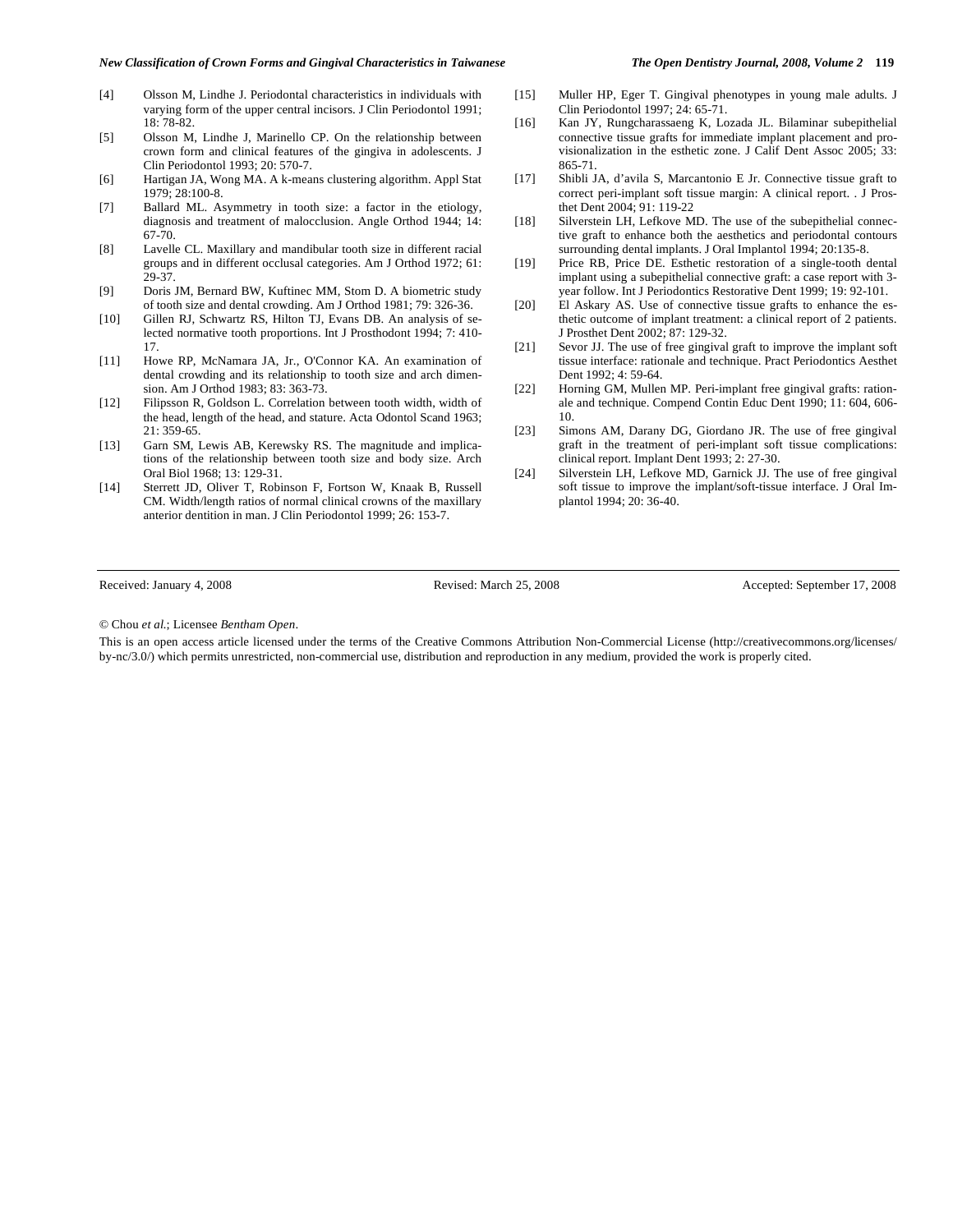[4] Olsson M, Lindhe J. Periodontal characteristics in individuals with varying form of the upper central incisors. J Clin Periodontol 1991; 18: 78-82.

[5] Olsson M, Lindhe J, Marinello CP. On the relationship between crown form and clinical features of the gingiva in adolescents. J Clin Periodontol 1993; 20: 570-7.

[6] Hartigan JA, Wong MA. A k-means clustering algorithm. Appl Stat 1979; 28:100-8.

[7] Ballard ML. Asymmetry in tooth size: a factor in the etiology, diagnosis and treatment of malocclusion. Angle Orthod 1944; 14: 67-70.

[8] Lavelle CL. Maxillary and mandibular tooth size in different racial groups and in different occlusal categories. Am J Orthod 1972; 61: 29-37.

[9] Doris JM, Bernard BW, Kuftinec MM, Stom D. A biometric study of tooth size and dental crowding. Am J Orthod 1981; 79: 326-36.

[10] Gillen RJ, Schwartz RS, Hilton TJ, Evans DB. An analysis of selected normative tooth proportions. Int J Prosthodont 1994; 7: 410-17.

[11] Howe RP, McNamara JA, Jr., O'Connor KA. An examination of dental crowding and its relationship to tooth size and arch dimension. Am J Orthod 1983; 83: 363-73.

[12] Filipsson R, Goldson L. Correlation between tooth width, width of the head, length of the head, and stature. Acta Odontol Scand 1963; 21: 359-65.

[13] Garn SM, Lewis AB, Kerewsky RS. The magnitude and implications of the relationship between tooth size and body size. Arch Oral Biol 1968; 13: 129-31.

[14] Sterrett JD, Oliver T, Robinson F, Fortson W, Knaak B, Russell CM. Width/length ratios of normal clinical crowns of the maxillary anterior dentition in man. J Clin Periodontol 1999; 26: 153-7.

[15] Muller HP, Eger T. Gingival phenotypes in young male adults. J Clin Periodontol 1997; 24: 65-71.

[16] Kan JY, Rungcharassaeng K, Lozada JL. Bilaminar subepithelial connective tissue grafts for immediate implant placement and provisionalization in the esthetic zone. J Calif Dent Assoc 2005; 33: 865-71.

[17] Shibli JA, d'avila S, Marcantonio E Jr. Connective tissue graft to correct peri-implant soft tissue margin: A clinical report. . J Prosthet Dent 2004; 91: 119-22

[18] Silverstein LH, Lefkove MD. The use of the subepithelial connective graft to enhance both the aesthetics and periodontal contours surrounding dental implants. J Oral Implantol 1994; 20:135-8.

[19] Price RB, Price DE. Esthetic restoration of a single-tooth dental implant using a subepithelial connective graft: a case report with 3-year follow. Int J Periodontics Restorative Dent 1999; 19: 92-101.

[20] El Askary AS. Use of connective tissue grafts to enhance the esthetic outcome of implant treatment: a clinical report of 2 patients. J Prosthet Dent 2002; 87: 129-32.

[21] Sevor JJ. The use of free gingival graft to improve the implant soft tissue interface: rationale and technique. Pract Periodontics Aesthet Dent 1992; 4: 59-64.

[22] Horning GM, Mullen MP. Peri-implant free gingival grafts: rationale and technique. Compend Contin Educ Dent 1990; 11: 604, 606-10.

[23] Simons AM, Darany DG, Giordano JR. The use of free gingival graft in the treatment of peri-implant soft tissue complications: clinical report. Implant Dent 1993; 2: 27-30.

[24] Silverstein LH, Lefkove MD, Garnick JJ. The use of free gingival soft tissue to improve the implant/soft-tissue interface. J Oral Implantol 1994; 20: 36-40.

Received: January 4, 2008 Revised: March 25, 2008 Accepted: September 17, 2008

© Chou *et al.*; Licensee *Bentham Open*.

This is an open access article licensed under the terms of the Creative Commons Attribution Non-Commercial License (http://creativecommons.org/licenses/by-nc/3.0/) which permits unrestricted, non-commercial use, distribution and reproduction in any medium, provided the work is properly cited.